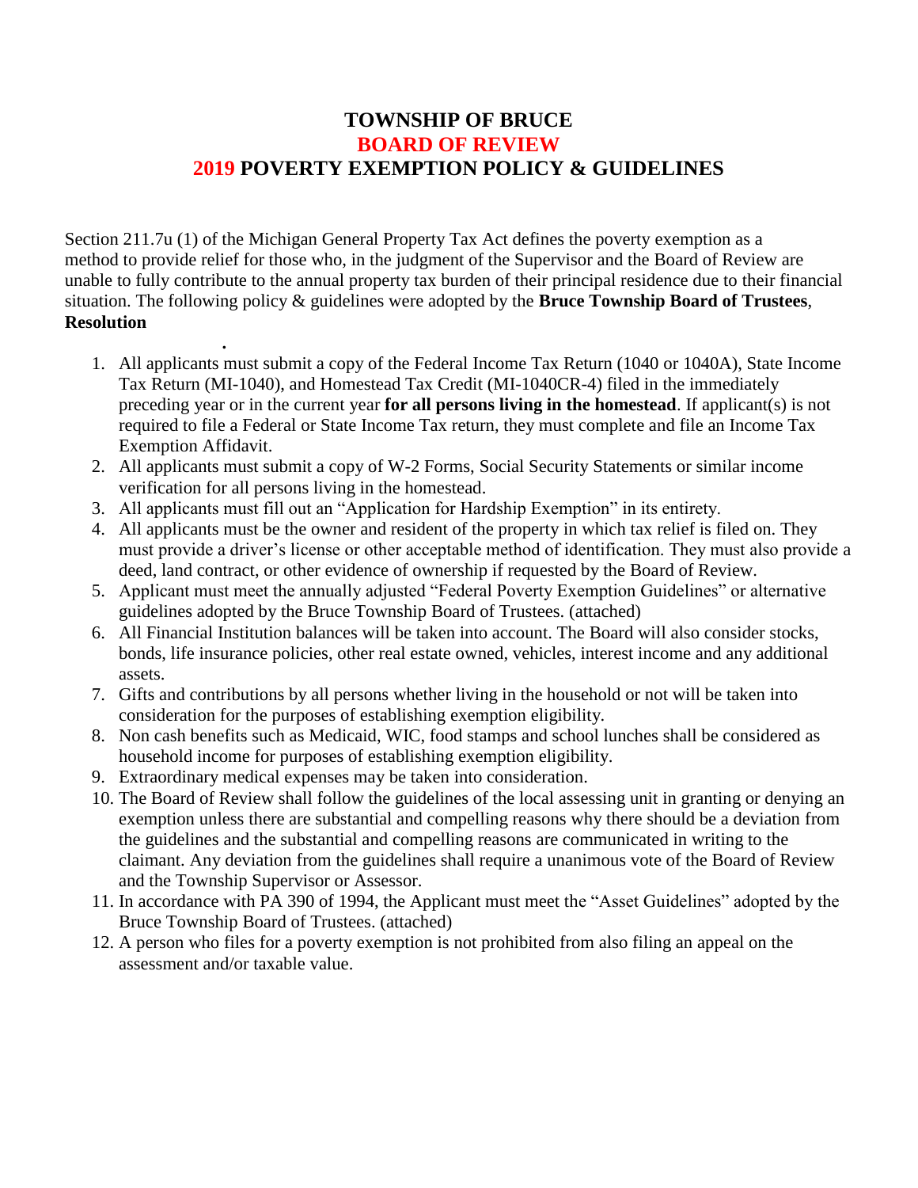# TOWNSHIP OF BRUCE
## BOARD OF REVIEW
## 2019 POVERTY EXEMPTION POLICY & GUIDELINES

Section 211.7u (1) of the Michigan General Property Tax Act defines the poverty exemption as a method to provide relief for those who, in the judgment of the Supervisor and the Board of Review are unable to fully contribute to the annual property tax burden of their principal residence due to their financial situation. The following policy & guidelines were adopted by the **Bruce Township Board of Trustees**, **Resolution**

.

1. All applicants must submit a copy of the Federal Income Tax Return (1040 or 1040A), State Income Tax Return (MI-1040), and Homestead Tax Credit (MI-1040CR-4) filed in the immediately preceding year or in the current year **for all persons living in the homestead**. If applicant(s) is not required to file a Federal or State Income Tax return, they must complete and file an Income Tax Exemption Affidavit.
2. All applicants must submit a copy of W-2 Forms, Social Security Statements or similar income verification for all persons living in the homestead.
3. All applicants must fill out an "Application for Hardship Exemption" in its entirety.
4. All applicants must be the owner and resident of the property in which tax relief is filed on. They must provide a driver's license or other acceptable method of identification. They must also provide a deed, land contract, or other evidence of ownership if requested by the Board of Review.
5. Applicant must meet the annually adjusted "Federal Poverty Exemption Guidelines" or alternative guidelines adopted by the Bruce Township Board of Trustees. (attached)
6. All Financial Institution balances will be taken into account. The Board will also consider stocks, bonds, life insurance policies, other real estate owned, vehicles, interest income and any additional assets.
7. Gifts and contributions by all persons whether living in the household or not will be taken into consideration for the purposes of establishing exemption eligibility.
8. Non cash benefits such as Medicaid, WIC, food stamps and school lunches shall be considered as household income for purposes of establishing exemption eligibility.
9. Extraordinary medical expenses may be taken into consideration.
10. The Board of Review shall follow the guidelines of the local assessing unit in granting or denying an exemption unless there are substantial and compelling reasons why there should be a deviation from the guidelines and the substantial and compelling reasons are communicated in writing to the claimant. Any deviation from the guidelines shall require a unanimous vote of the Board of Review and the Township Supervisor or Assessor.
11. In accordance with PA 390 of 1994, the Applicant must meet the "Asset Guidelines" adopted by the Bruce Township Board of Trustees. (attached)
12. A person who files for a poverty exemption is not prohibited from also filing an appeal on the assessment and/or taxable value.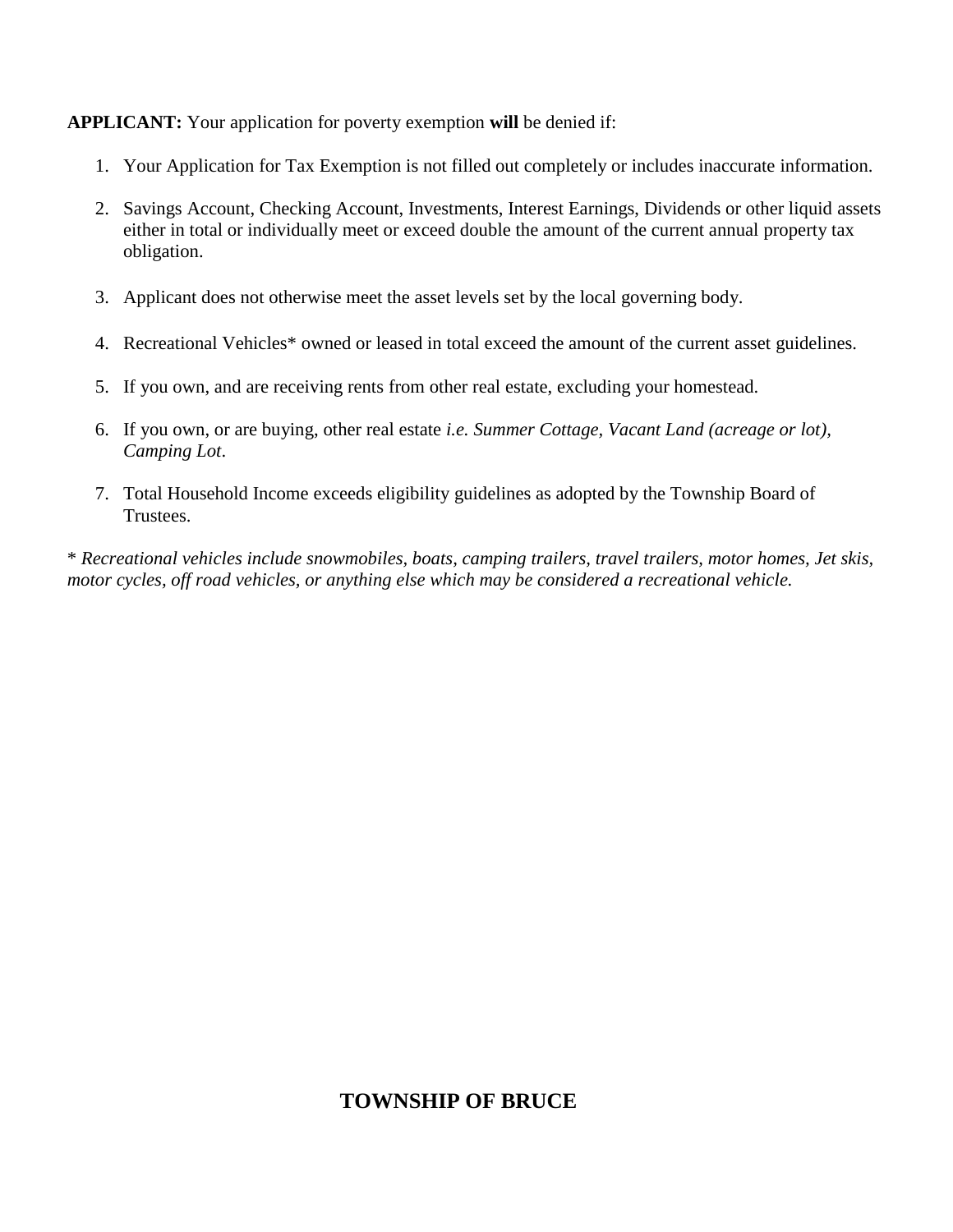**APPLICANT:** Your application for poverty exemption **will** be denied if:

1. Your Application for Tax Exemption is not filled out completely or includes inaccurate information.

2. Savings Account, Checking Account, Investments, Interest Earnings, Dividends or other liquid assets either in total or individually meet or exceed double the amount of the current annual property tax obligation.

3. Applicant does not otherwise meet the asset levels set by the local governing body.

4. Recreational Vehicles* owned or leased in total exceed the amount of the current asset guidelines.

5. If you own, and are receiving rents from other real estate, excluding your homestead.

6. If you own, or are buying, other real estate *i.e. Summer Cottage, Vacant Land (acreage or lot), Camping Lot*.

7. Total Household Income exceeds eligibility guidelines as adopted by the Township Board of Trustees.

\* *Recreational vehicles include snowmobiles, boats, camping trailers, travel trailers, motor homes, Jet skis, motor cycles, off road vehicles, or anything else which may be considered a recreational vehicle.*

## TOWNSHIP OF BRUCE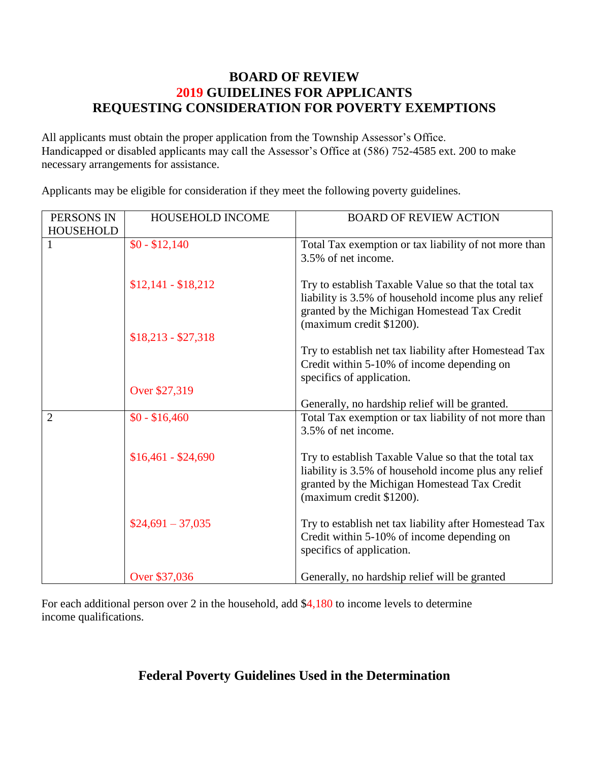# BOARD OF REVIEW
# 2019 GUIDELINES FOR APPLICANTS
# REQUESTING CONSIDERATION FOR POVERTY EXEMPTIONS

All applicants must obtain the proper application from the Township Assessor's Office. Handicapped or disabled applicants may call the Assessor's Office at (586) 752-4585 ext. 200 to make necessary arrangements for assistance.

Applicants may be eligible for consideration if they meet the following poverty guidelines.

| PERSONS IN HOUSEHOLD | HOUSEHOLD INCOME | BOARD OF REVIEW ACTION |
|---|---|---|
| 1 | $0 - $12,140 | Total Tax exemption or tax liability of not more than 3.5% of net income. |
| | $12,141 - $18,212 | Try to establish Taxable Value so that the total tax liability is 3.5% of household income plus any relief granted by the Michigan Homestead Tax Credit (maximum credit $1200). |
| | $18,213 - $27,318 | Try to establish net tax liability after Homestead Tax Credit within 5-10% of income depending on specifics of application. |
| | Over $27,319 | Generally, no hardship relief will be granted. |
| 2 | $0 - $16,460 | Total Tax exemption or tax liability of not more than 3.5% of net income. |
| | $16,461 - $24,690 | Try to establish Taxable Value so that the total tax liability is 3.5% of household income plus any relief granted by the Michigan Homestead Tax Credit (maximum credit $1200). |
| | $24,691 – 37,035 | Try to establish net tax liability after Homestead Tax Credit within 5-10% of income depending on specifics of application. |
| | Over $37,036 | Generally, no hardship relief will be granted |

For each additional person over 2 in the household, add $4,180 to income levels to determine income qualifications.

## Federal Poverty Guidelines Used in the Determination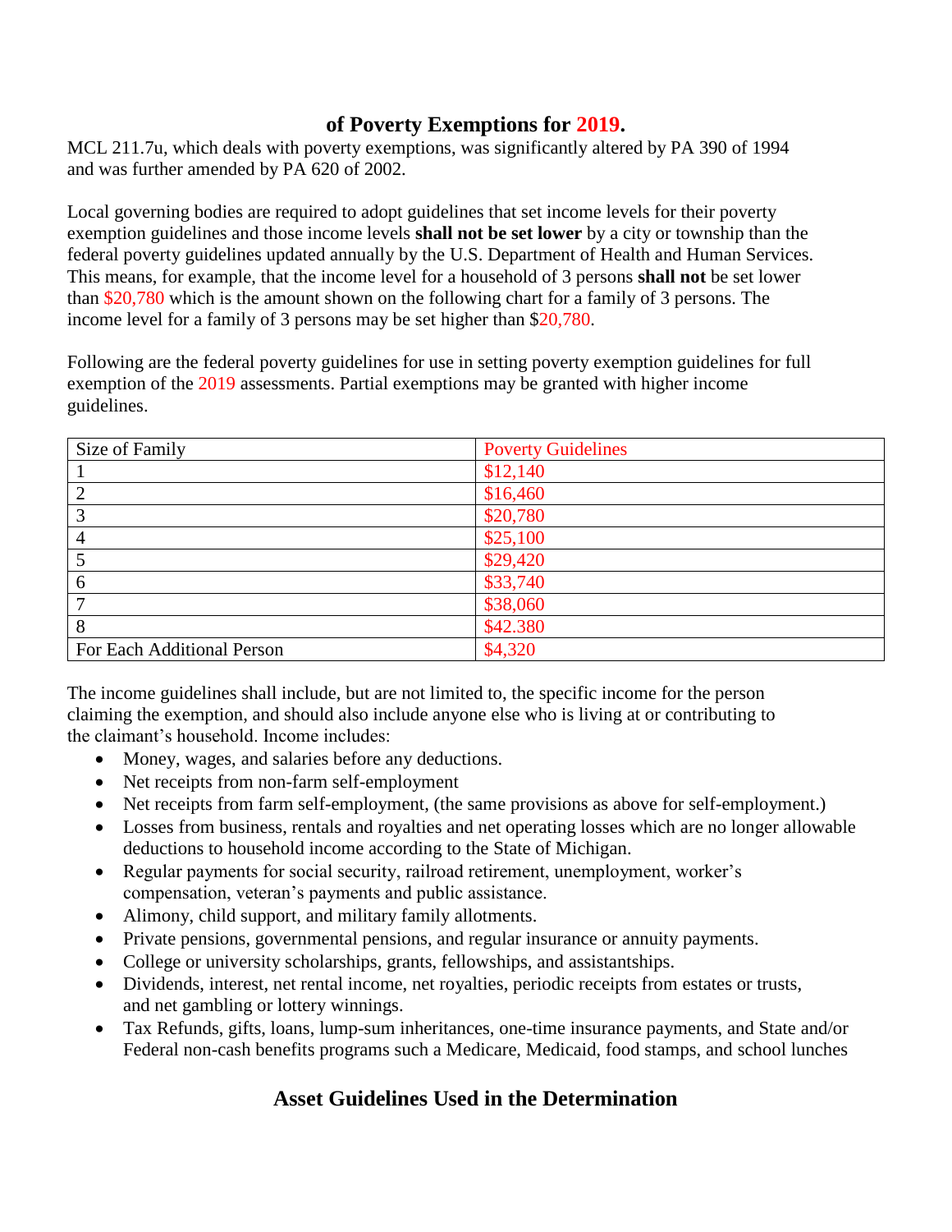## of Poverty Exemptions for 2019.

MCL 211.7u, which deals with poverty exemptions, was significantly altered by PA 390 of 1994 and was further amended by PA 620 of 2002.

Local governing bodies are required to adopt guidelines that set income levels for their poverty exemption guidelines and those income levels **shall not be set lower** by a city or township than the federal poverty guidelines updated annually by the U.S. Department of Health and Human Services. This means, for example, that the income level for a household of 3 persons **shall not** be set lower than $20,780 which is the amount shown on the following chart for a family of 3 persons. The income level for a family of 3 persons may be set higher than $20,780.

Following are the federal poverty guidelines for use in setting poverty exemption guidelines for full exemption of the 2019 assessments. Partial exemptions may be granted with higher income guidelines.

| Size of Family | Poverty Guidelines |
|---|---|
| 1 | $12,140 |
| 2 | $16,460 |
| 3 | $20,780 |
| 4 | $25,100 |
| 5 | $29,420 |
| 6 | $33,740 |
| 7 | $38,060 |
| 8 | $42.380 |
| For Each Additional Person | $4,320 |

The income guidelines shall include, but are not limited to, the specific income for the person claiming the exemption, and should also include anyone else who is living at or contributing to the claimant's household. Income includes:

- Money, wages, and salaries before any deductions.
- Net receipts from non-farm self-employment
- Net receipts from farm self-employment, (the same provisions as above for self-employment.)
- Losses from business, rentals and royalties and net operating losses which are no longer allowable deductions to household income according to the State of Michigan.
- Regular payments for social security, railroad retirement, unemployment, worker's compensation, veteran's payments and public assistance.
- Alimony, child support, and military family allotments.
- Private pensions, governmental pensions, and regular insurance or annuity payments.
- College or university scholarships, grants, fellowships, and assistantships.
- Dividends, interest, net rental income, net royalties, periodic receipts from estates or trusts, and net gambling or lottery winnings.
- Tax Refunds, gifts, loans, lump-sum inheritances, one-time insurance payments, and State and/or Federal non-cash benefits programs such a Medicare, Medicaid, food stamps, and school lunches

## Asset Guidelines Used in the Determination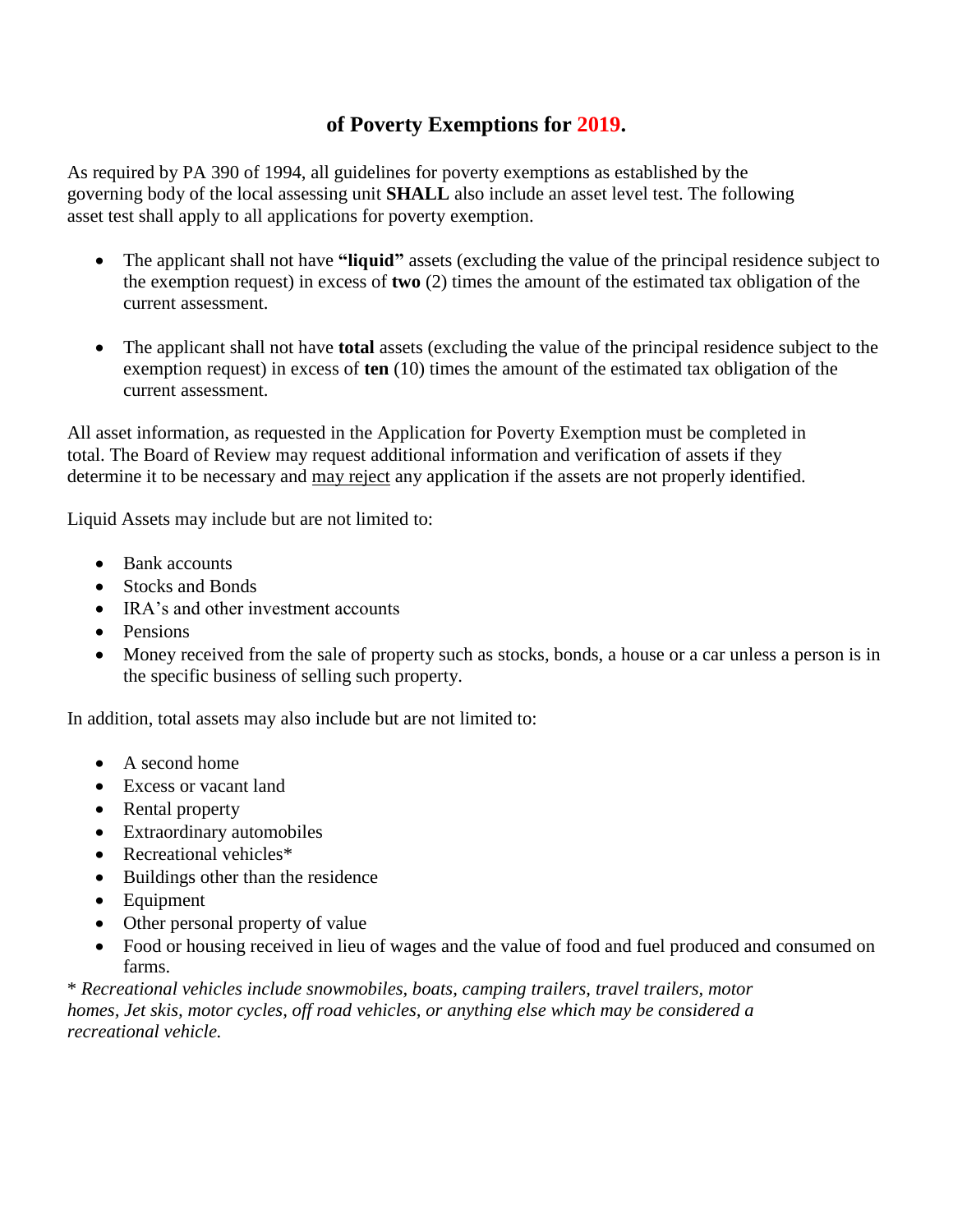## of Poverty Exemptions for 2019.

As required by PA 390 of 1994, all guidelines for poverty exemptions as established by the governing body of the local assessing unit **SHALL** also include an asset level test. The following asset test shall apply to all applications for poverty exemption.

- The applicant shall not have **"liquid"** assets (excluding the value of the principal residence subject to the exemption request) in excess of **two** (2) times the amount of the estimated tax obligation of the current assessment.
- The applicant shall not have **total** assets (excluding the value of the principal residence subject to the exemption request) in excess of **ten** (10) times the amount of the estimated tax obligation of the current assessment.

All asset information, as requested in the Application for Poverty Exemption must be completed in total. The Board of Review may request additional information and verification of assets if they determine it to be necessary and <u>may reject</u> any application if the assets are not properly identified.

Liquid Assets may include but are not limited to:

- Bank accounts
- Stocks and Bonds
- IRA's and other investment accounts
- Pensions
- Money received from the sale of property such as stocks, bonds, a house or a car unless a person is in the specific business of selling such property.

In addition, total assets may also include but are not limited to:

- A second home
- Excess or vacant land
- Rental property
- Extraordinary automobiles
- Recreational vehicles*
- Buildings other than the residence
- Equipment
- Other personal property of value
- Food or housing received in lieu of wages and the value of food and fuel produced and consumed on farms.

* *Recreational vehicles include snowmobiles, boats, camping trailers, travel trailers, motor homes, Jet skis, motor cycles, off road vehicles, or anything else which may be considered a recreational vehicle.*